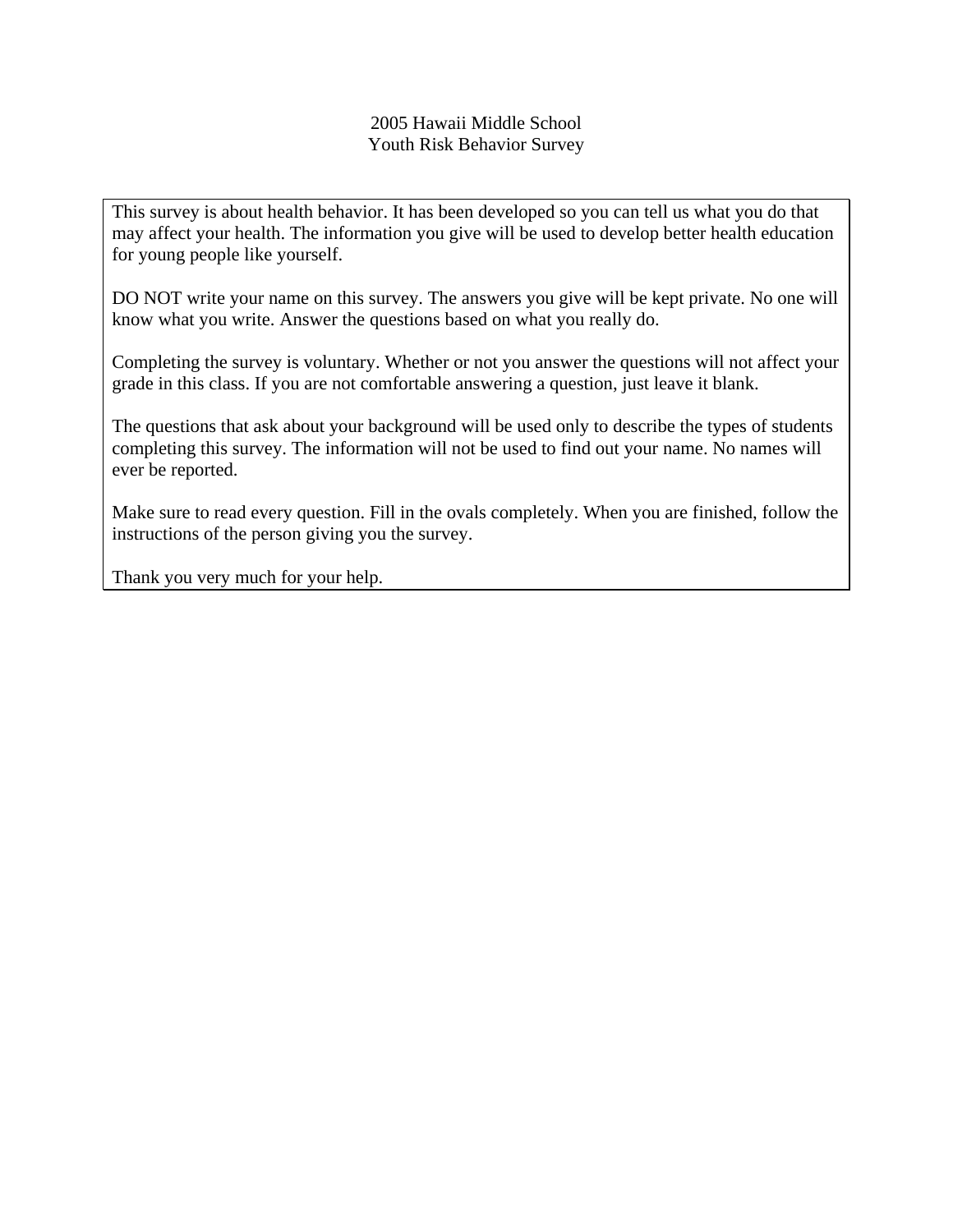# 2005 Hawaii Middle School Youth Risk Behavior Survey

This survey is about health behavior. It has been developed so you can tell us what you do that may affect your health. The information you give will be used to develop better health education for young people like yourself.

DO NOT write your name on this survey. The answers you give will be kept private. No one will know what you write. Answer the questions based on what you really do.

Completing the survey is voluntary. Whether or not you answer the questions will not affect your grade in this class. If you are not comfortable answering a question, just leave it blank.

The questions that ask about your background will be used only to describe the types of students completing this survey. The information will not be used to find out your name. No names will ever be reported.

Make sure to read every question. Fill in the ovals completely. When you are finished, follow the instructions of the person giving you the survey.

Thank you very much for your help.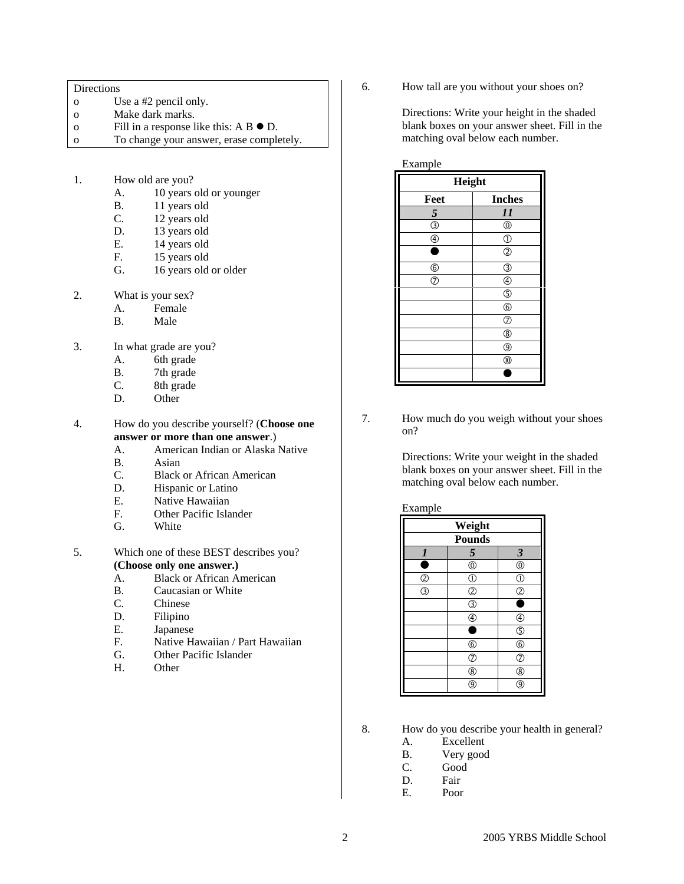| Directions | |
|---|---|
| o | Use a #2 pencil only. |
| o | Make dark marks. |
| o | Fill in a response like this: A B ● D. |
| o | To change your answer, erase completely. |

1. How old are you?
   - A. 10 years old or younger
   - B. 11 years old
   - C. 12 years old
   - D. 13 years old
   - E. 14 years old
   - F. 15 years old
   - G. 16 years old or older

2. What is your sex?
   - A. Female
   - B. Male

3. In what grade are you?
   - A. 6th grade
   - B. 7th grade
   - C. 8th grade
   - D. Other

4. How do you describe yourself? (**Choose one answer or more than one answer**.)
   - A. American Indian or Alaska Native
   - B. Asian
   - C. Black or African American
   - D. Hispanic or Latino
   - E. Native Hawaiian
   - F. Other Pacific Islander
   - G. White

5. Which one of these BEST describes you? **(Choose only one answer.)**
   - A. Black or African American
   - B. Caucasian or White
   - C. Chinese
   - D. Filipino
   - E. Japanese
   - F. Native Hawaiian / Part Hawaiian
   - G. Other Pacific Islander
   - H. Other

6. How tall are you without your shoes on?

   Directions: Write your height in the shaded blank boxes on your answer sheet. Fill in the matching oval below each number.

   Example

| Height | |
|---|---|
| **Feet** | **Inches** |
| ***5*** | ***11*** |
| ③ | ⓪ |
| ④ | ① |
| ● | ② |
| ⑥ | ③ |
| ⑦ | ④ |
| | ⑤ |
| | ⑥ |
| | ⑦ |
| | ⑧ |
| | ⑨ |
| | ⑩ |
| | ● |

7. How much do you weigh without your shoes on?

   Directions: Write your weight in the shaded blank boxes on your answer sheet. Fill in the matching oval below each number.

   Example

| Weight | | |
|---|---|---|
| **Pounds** | | |
| ***1*** | ***5*** | ***3*** |
| ● | ⓪ | ⓪ |
| ② | ① | ① |
| ③ | ② | ② |
| | ③ | ● |
| | ④ | ④ |
| | ● | ⑤ |
| | ⑥ | ⑥ |
| | ⑦ | ⑦ |
| | ⑧ | ⑧ |
| | ⑨ | ⑨ |

8. How do you describe your health in general?
   - A. Excellent
   - B. Very good
   - C. Good
   - D. Fair
   - E. Poor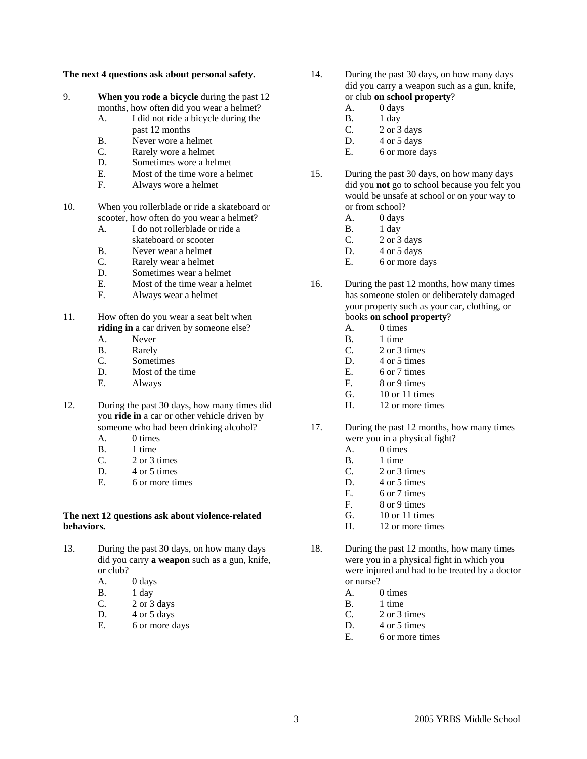**The next 4 questions ask about personal safety.**

9. **When you rode a bicycle** during the past 12 months, how often did you wear a helmet?
   - A. I did not ride a bicycle during the past 12 months
   - B. Never wore a helmet
   - C. Rarely wore a helmet
   - D. Sometimes wore a helmet
   - E. Most of the time wore a helmet
   - F. Always wore a helmet

10. When you rollerblade or ride a skateboard or scooter, how often do you wear a helmet?
    - A. I do not rollerblade or ride a skateboard or scooter
    - B. Never wear a helmet
    - C. Rarely wear a helmet
    - D. Sometimes wear a helmet
    - E. Most of the time wear a helmet
    - F. Always wear a helmet

11. How often do you wear a seat belt when **riding in** a car driven by someone else?
    - A. Never
    - B. Rarely
    - C. Sometimes
    - D. Most of the time
    - E. Always

12. During the past 30 days, how many times did you **ride in** a car or other vehicle driven by someone who had been drinking alcohol?
    - A. 0 times
    - B. 1 time
    - C. 2 or 3 times
    - D. 4 or 5 times
    - E. 6 or more times

**The next 12 questions ask about violence-related behaviors.**

13. During the past 30 days, on how many days did you carry **a weapon** such as a gun, knife, or club?
    - A. 0 days
    - B. 1 day
    - C. 2 or 3 days
    - D. 4 or 5 days
    - E. 6 or more days

14. During the past 30 days, on how many days did you carry a weapon such as a gun, knife, or club **on school property**?
    - A. 0 days
    - B. 1 day
    - C. 2 or 3 days
    - D. 4 or 5 days
    - E. 6 or more days

15. During the past 30 days, on how many days did you **not** go to school because you felt you would be unsafe at school or on your way to or from school?
    - A. 0 days
    - B. 1 day
    - C. 2 or 3 days
    - D. 4 or 5 days
    - E. 6 or more days

16. During the past 12 months, how many times has someone stolen or deliberately damaged your property such as your car, clothing, or books **on school property**?
    - A. 0 times
    - B. 1 time
    - C. 2 or 3 times
    - D. 4 or 5 times
    - E. 6 or 7 times
    - F. 8 or 9 times
    - G. 10 or 11 times
    - H. 12 or more times

17. During the past 12 months, how many times were you in a physical fight?
    - A. 0 times
    - B. 1 time
    - C. 2 or 3 times
    - D. 4 or 5 times
    - E. 6 or 7 times
    - F. 8 or 9 times
    - G. 10 or 11 times
    - H. 12 or more times

18. During the past 12 months, how many times were you in a physical fight in which you were injured and had to be treated by a doctor or nurse?
    - A. 0 times
    - B. 1 time
    - C. 2 or 3 times
    - D. 4 or 5 times
    - E. 6 or more times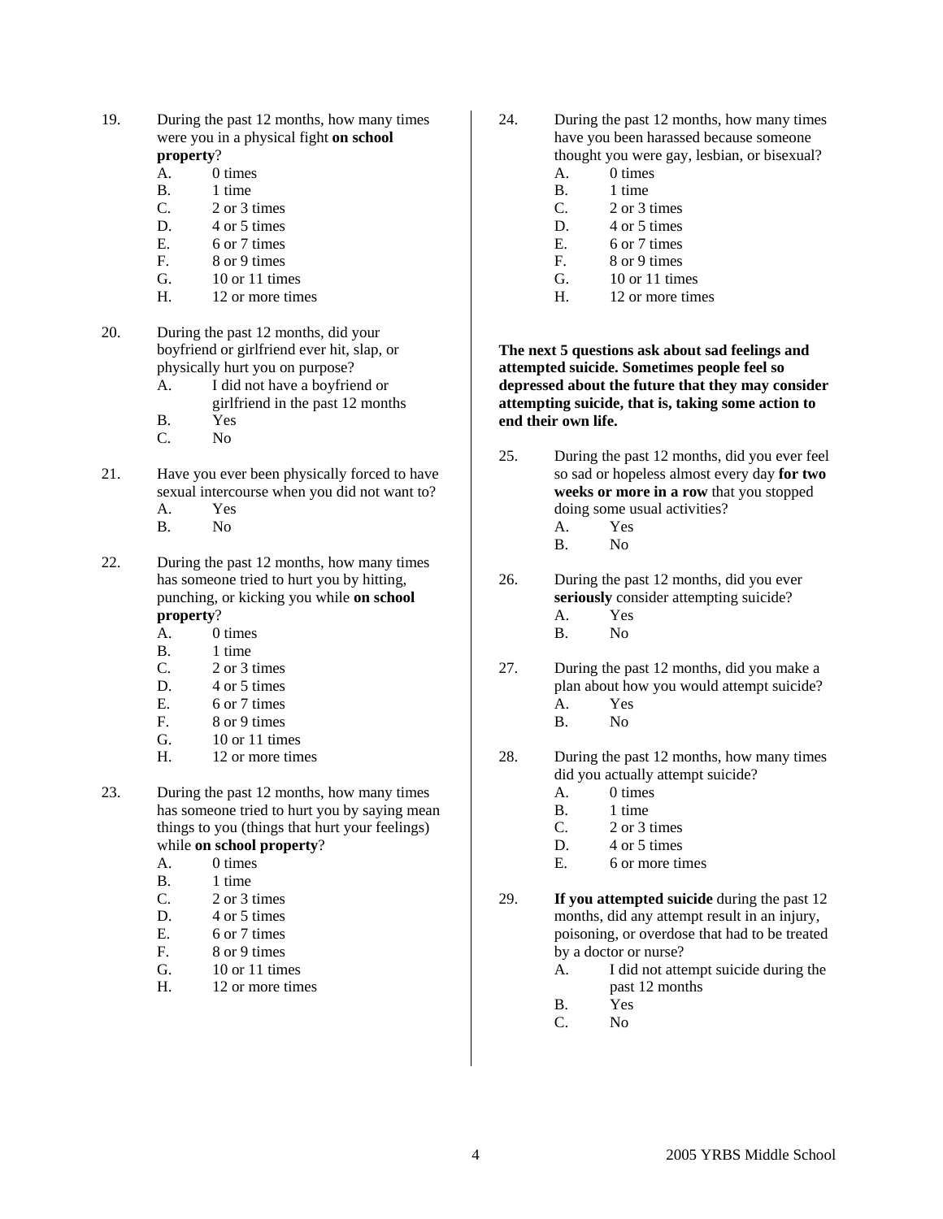19. During the past 12 months, how many times were you in a physical fight **on school property**?
    - A. 0 times
    - B. 1 time
    - C. 2 or 3 times
    - D. 4 or 5 times
    - E. 6 or 7 times
    - F. 8 or 9 times
    - G. 10 or 11 times
    - H. 12 or more times

20. During the past 12 months, did your boyfriend or girlfriend ever hit, slap, or physically hurt you on purpose?
    - A. I did not have a boyfriend or girlfriend in the past 12 months
    - B. Yes
    - C. No

21. Have you ever been physically forced to have sexual intercourse when you did not want to?
    - A. Yes
    - B. No

22. During the past 12 months, how many times has someone tried to hurt you by hitting, punching, or kicking you while **on school property**?
    - A. 0 times
    - B. 1 time
    - C. 2 or 3 times
    - D. 4 or 5 times
    - E. 6 or 7 times
    - F. 8 or 9 times
    - G. 10 or 11 times
    - H. 12 or more times

23. During the past 12 months, how many times has someone tried to hurt you by saying mean things to you (things that hurt your feelings) while **on school property**?
    - A. 0 times
    - B. 1 time
    - C. 2 or 3 times
    - D. 4 or 5 times
    - E. 6 or 7 times
    - F. 8 or 9 times
    - G. 10 or 11 times
    - H. 12 or more times

24. During the past 12 months, how many times have you been harassed because someone thought you were gay, lesbian, or bisexual?
    - A. 0 times
    - B. 1 time
    - C. 2 or 3 times
    - D. 4 or 5 times
    - E. 6 or 7 times
    - F. 8 or 9 times
    - G. 10 or 11 times
    - H. 12 or more times

**The next 5 questions ask about sad feelings and attempted suicide. Sometimes people feel so depressed about the future that they may consider attempting suicide, that is, taking some action to end their own life.**

25. During the past 12 months, did you ever feel so sad or hopeless almost every day **for two weeks or more in a row** that you stopped doing some usual activities?
    - A. Yes
    - B. No

26. During the past 12 months, did you ever **seriously** consider attempting suicide?
    - A. Yes
    - B. No

27. During the past 12 months, did you make a plan about how you would attempt suicide?
    - A. Yes
    - B. No

28. During the past 12 months, how many times did you actually attempt suicide?
    - A. 0 times
    - B. 1 time
    - C. 2 or 3 times
    - D. 4 or 5 times
    - E. 6 or more times

29. **If you attempted suicide** during the past 12 months, did any attempt result in an injury, poisoning, or overdose that had to be treated by a doctor or nurse?
    - A. I did not attempt suicide during the past 12 months
    - B. Yes
    - C. No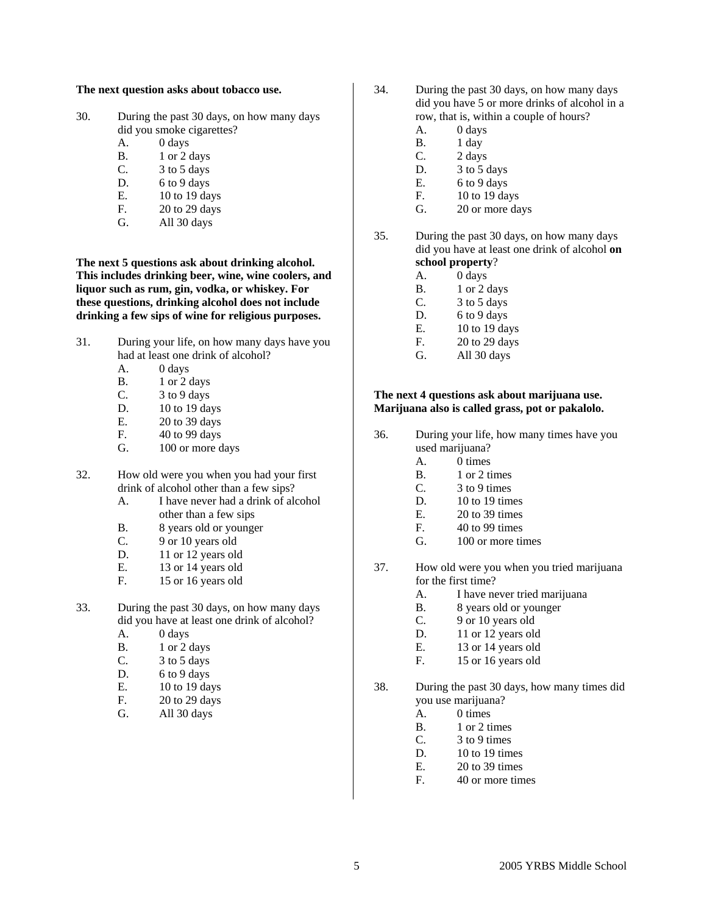**The next question asks about tobacco use.**

30. During the past 30 days, on how many days did you smoke cigarettes?
    - A. 0 days
    - B. 1 or 2 days
    - C. 3 to 5 days
    - D. 6 to 9 days
    - E. 10 to 19 days
    - F. 20 to 29 days
    - G. All 30 days

**The next 5 questions ask about drinking alcohol. This includes drinking beer, wine, wine coolers, and liquor such as rum, gin, vodka, or whiskey. For these questions, drinking alcohol does not include drinking a few sips of wine for religious purposes.**

31. During your life, on how many days have you had at least one drink of alcohol?
    - A. 0 days
    - B. 1 or 2 days
    - C. 3 to 9 days
    - D. 10 to 19 days
    - E. 20 to 39 days
    - F. 40 to 99 days
    - G. 100 or more days

32. How old were you when you had your first drink of alcohol other than a few sips?
    - A. I have never had a drink of alcohol other than a few sips
    - B. 8 years old or younger
    - C. 9 or 10 years old
    - D. 11 or 12 years old
    - E. 13 or 14 years old
    - F. 15 or 16 years old

33. During the past 30 days, on how many days did you have at least one drink of alcohol?
    - A. 0 days
    - B. 1 or 2 days
    - C. 3 to 5 days
    - D. 6 to 9 days
    - E. 10 to 19 days
    - F. 20 to 29 days
    - G. All 30 days

34. During the past 30 days, on how many days did you have 5 or more drinks of alcohol in a row, that is, within a couple of hours?
    - A. 0 days
    - B. 1 day
    - C. 2 days
    - D. 3 to 5 days
    - E. 6 to 9 days
    - F. 10 to 19 days
    - G. 20 or more days

35. During the past 30 days, on how many days did you have at least one drink of alcohol **on school property**?
    - A. 0 days
    - B. 1 or 2 days
    - C. 3 to 5 days
    - D. 6 to 9 days
    - E. 10 to 19 days
    - F. 20 to 29 days
    - G. All 30 days

**The next 4 questions ask about marijuana use. Marijuana also is called grass, pot or pakalolo.**

36. During your life, how many times have you used marijuana?
    - A. 0 times
    - B. 1 or 2 times
    - C. 3 to 9 times
    - D. 10 to 19 times
    - E. 20 to 39 times
    - F. 40 to 99 times
    - G. 100 or more times

37. How old were you when you tried marijuana for the first time?
    - A. I have never tried marijuana
    - B. 8 years old or younger
    - C. 9 or 10 years old
    - D. 11 or 12 years old
    - E. 13 or 14 years old
    - F. 15 or 16 years old

38. During the past 30 days, how many times did you use marijuana?
    - A. 0 times
    - B. 1 or 2 times
    - C. 3 to 9 times
    - D. 10 to 19 times
    - E. 20 to 39 times
    - F. 40 or more times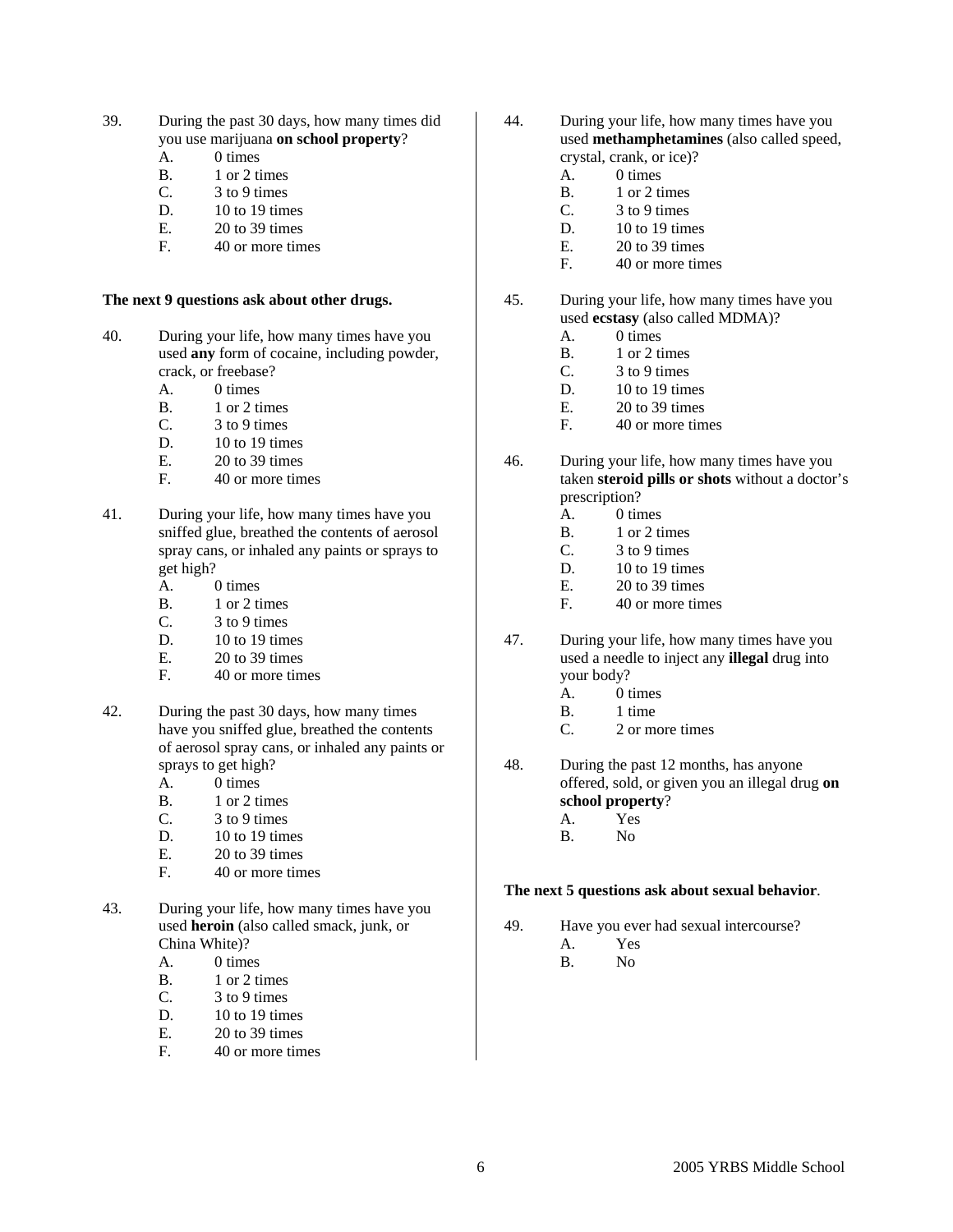39. During the past 30 days, how many times did you use marijuana **on school property**?
    - A. 0 times
    - B. 1 or 2 times
    - C. 3 to 9 times
    - D. 10 to 19 times
    - E. 20 to 39 times
    - F. 40 or more times

**The next 9 questions ask about other drugs.**

40. During your life, how many times have you used **any** form of cocaine, including powder, crack, or freebase?
    - A. 0 times
    - B. 1 or 2 times
    - C. 3 to 9 times
    - D. 10 to 19 times
    - E. 20 to 39 times
    - F. 40 or more times

41. During your life, how many times have you sniffed glue, breathed the contents of aerosol spray cans, or inhaled any paints or sprays to get high?
    - A. 0 times
    - B. 1 or 2 times
    - C. 3 to 9 times
    - D. 10 to 19 times
    - E. 20 to 39 times
    - F. 40 or more times

42. During the past 30 days, how many times have you sniffed glue, breathed the contents of aerosol spray cans, or inhaled any paints or sprays to get high?
    - A. 0 times
    - B. 1 or 2 times
    - C. 3 to 9 times
    - D. 10 to 19 times
    - E. 20 to 39 times
    - F. 40 or more times

43. During your life, how many times have you used **heroin** (also called smack, junk, or China White)?
    - A. 0 times
    - B. 1 or 2 times
    - C. 3 to 9 times
    - D. 10 to 19 times
    - E. 20 to 39 times
    - F. 40 or more times

44. During your life, how many times have you used **methamphetamines** (also called speed, crystal, crank, or ice)?
    - A. 0 times
    - B. 1 or 2 times
    - C. 3 to 9 times
    - D. 10 to 19 times
    - E. 20 to 39 times
    - F. 40 or more times

45. During your life, how many times have you used **ecstasy** (also called MDMA)?
    - A. 0 times
    - B. 1 or 2 times
    - C. 3 to 9 times
    - D. 10 to 19 times
    - E. 20 to 39 times
    - F. 40 or more times

46. During your life, how many times have you taken **steroid pills or shots** without a doctor's prescription?
    - A. 0 times
    - B. 1 or 2 times
    - C. 3 to 9 times
    - D. 10 to 19 times
    - E. 20 to 39 times
    - F. 40 or more times

47. During your life, how many times have you used a needle to inject any **illegal** drug into your body?
    - A. 0 times
    - B. 1 time
    - C. 2 or more times

48. During the past 12 months, has anyone offered, sold, or given you an illegal drug **on school property**?
    - A. Yes
    - B. No

**The next 5 questions ask about sexual behavior**.

49. Have you ever had sexual intercourse?
    - A. Yes
    - B. No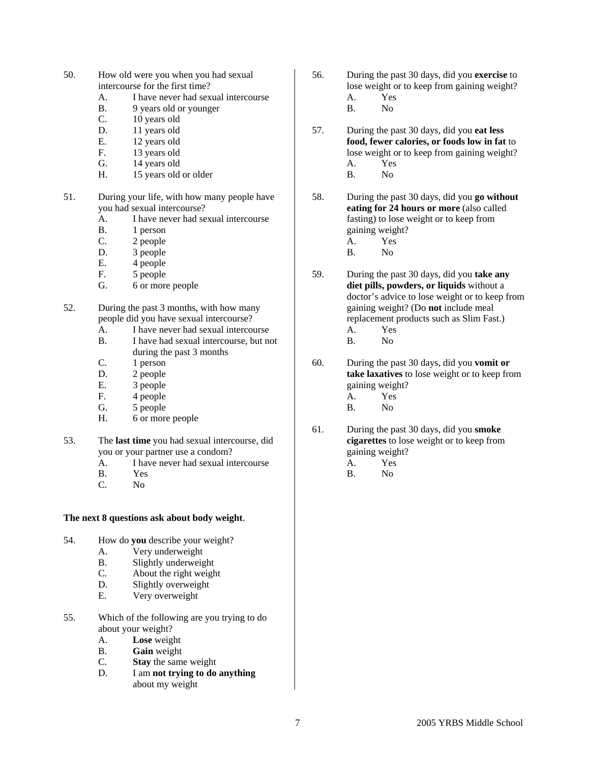50. How old were you when you had sexual intercourse for the first time?
    - A. I have never had sexual intercourse
    - B. 9 years old or younger
    - C. 10 years old
    - D. 11 years old
    - E. 12 years old
    - F. 13 years old
    - G. 14 years old
    - H. 15 years old or older

51. During your life, with how many people have you had sexual intercourse?
    - A. I have never had sexual intercourse
    - B. 1 person
    - C. 2 people
    - D. 3 people
    - E. 4 people
    - F. 5 people
    - G. 6 or more people

52. During the past 3 months, with how many people did you have sexual intercourse?
    - A. I have never had sexual intercourse
    - B. I have had sexual intercourse, but not during the past 3 months
    - C. 1 person
    - D. 2 people
    - E. 3 people
    - F. 4 people
    - G. 5 people
    - H. 6 or more people

53. The **last time** you had sexual intercourse, did you or your partner use a condom?
    - A. I have never had sexual intercourse
    - B. Yes
    - C. No

**The next 8 questions ask about body weight**.

54. How do **you** describe your weight?
    - A. Very underweight
    - B. Slightly underweight
    - C. About the right weight
    - D. Slightly overweight
    - E. Very overweight

55. Which of the following are you trying to do about your weight?
    - A. **Lose** weight
    - B. **Gain** weight
    - C. **Stay** the same weight
    - D. I am **not trying to do anything** about my weight

56. During the past 30 days, did you **exercise** to lose weight or to keep from gaining weight?
    - A. Yes
    - B. No

57. During the past 30 days, did you **eat less food, fewer calories, or foods low in fat** to lose weight or to keep from gaining weight?
    - A. Yes
    - B. No

58. During the past 30 days, did you **go without eating for 24 hours or more** (also called fasting) to lose weight or to keep from gaining weight?
    - A. Yes
    - B. No

59. During the past 30 days, did you **take any diet pills, powders, or liquids** without a doctor's advice to lose weight or to keep from gaining weight? (Do **not** include meal replacement products such as Slim Fast.)
    - A. Yes
    - B. No

60. During the past 30 days, did you **vomit or take laxatives** to lose weight or to keep from gaining weight?
    - A. Yes
    - B. No

61. During the past 30 days, did you **smoke cigarettes** to lose weight or to keep from gaining weight?
    - A. Yes
    - B. No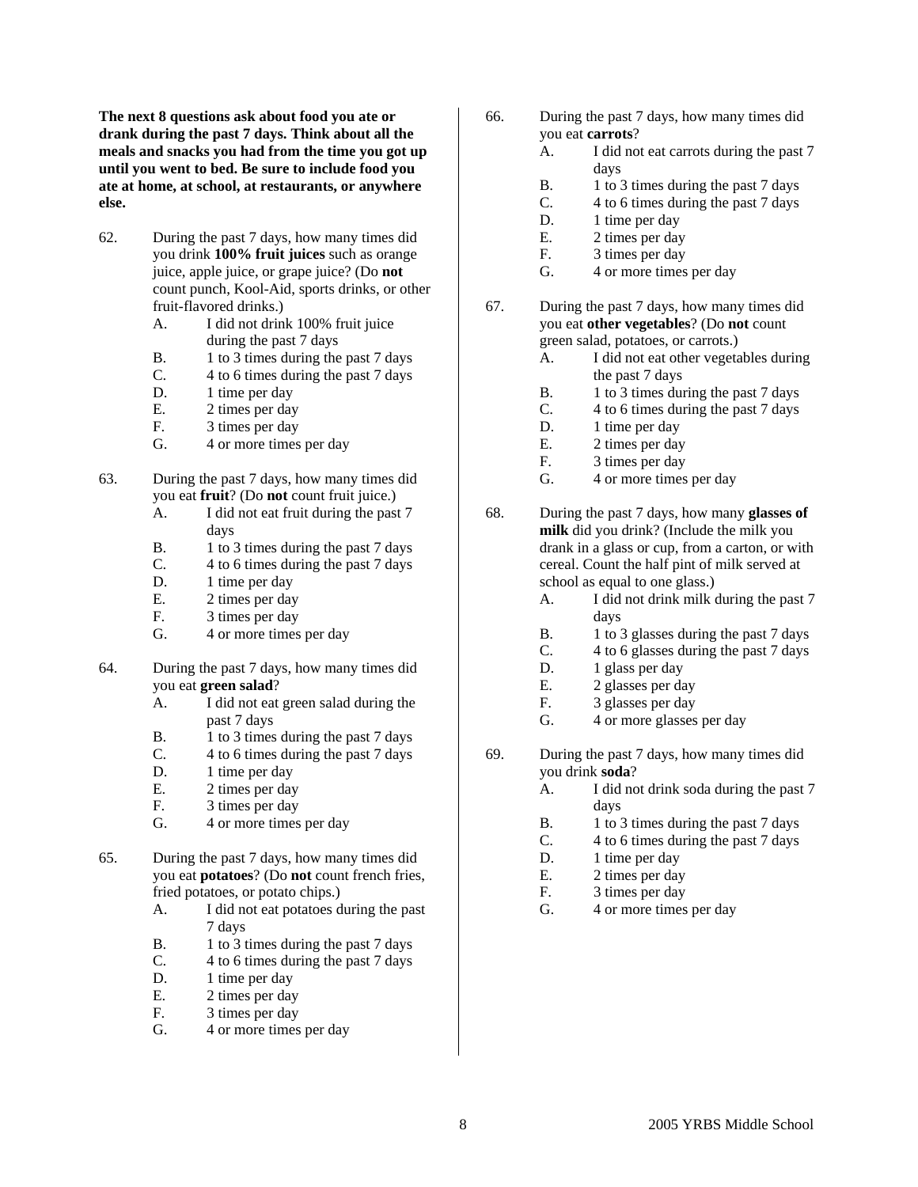**The next 8 questions ask about food you ate or drank during the past 7 days. Think about all the meals and snacks you had from the time you got up until you went to bed. Be sure to include food you ate at home, at school, at restaurants, or anywhere else.**

62. During the past 7 days, how many times did you drink **100% fruit juices** such as orange juice, apple juice, or grape juice? (Do **not** count punch, Kool-Aid, sports drinks, or other fruit-flavored drinks.)
    - A. I did not drink 100% fruit juice during the past 7 days
    - B. 1 to 3 times during the past 7 days
    - C. 4 to 6 times during the past 7 days
    - D. 1 time per day
    - E. 2 times per day
    - F. 3 times per day
    - G. 4 or more times per day

63. During the past 7 days, how many times did you eat **fruit**? (Do **not** count fruit juice.)
    - A. I did not eat fruit during the past 7 days
    - B. 1 to 3 times during the past 7 days
    - C. 4 to 6 times during the past 7 days
    - D. 1 time per day
    - E. 2 times per day
    - F. 3 times per day
    - G. 4 or more times per day

64. During the past 7 days, how many times did you eat **green salad**?
    - A. I did not eat green salad during the past 7 days
    - B. 1 to 3 times during the past 7 days
    - C. 4 to 6 times during the past 7 days
    - D. 1 time per day
    - E. 2 times per day
    - F. 3 times per day
    - G. 4 or more times per day

65. During the past 7 days, how many times did you eat **potatoes**? (Do **not** count french fries, fried potatoes, or potato chips.)
    - A. I did not eat potatoes during the past 7 days
    - B. 1 to 3 times during the past 7 days
    - C. 4 to 6 times during the past 7 days
    - D. 1 time per day
    - E. 2 times per day
    - F. 3 times per day
    - G. 4 or more times per day

66. During the past 7 days, how many times did you eat **carrots**?
    - A. I did not eat carrots during the past 7 days
    - B. 1 to 3 times during the past 7 days
    - C. 4 to 6 times during the past 7 days
    - D. 1 time per day
    - E. 2 times per day
    - F. 3 times per day
    - G. 4 or more times per day

67. During the past 7 days, how many times did you eat **other vegetables**? (Do **not** count green salad, potatoes, or carrots.)
    - A. I did not eat other vegetables during the past 7 days
    - B. 1 to 3 times during the past 7 days
    - C. 4 to 6 times during the past 7 days
    - D. 1 time per day
    - E. 2 times per day
    - F. 3 times per day
    - G. 4 or more times per day

68. During the past 7 days, how many **glasses of milk** did you drink? (Include the milk you drank in a glass or cup, from a carton, or with cereal. Count the half pint of milk served at school as equal to one glass.)
    - A. I did not drink milk during the past 7 days
    - B. 1 to 3 glasses during the past 7 days
    - C. 4 to 6 glasses during the past 7 days
    - D. 1 glass per day
    - E. 2 glasses per day
    - F. 3 glasses per day
    - G. 4 or more glasses per day

69. During the past 7 days, how many times did you drink **soda**?
    - A. I did not drink soda during the past 7 days
    - B. 1 to 3 times during the past 7 days
    - C. 4 to 6 times during the past 7 days
    - D. 1 time per day
    - E. 2 times per day
    - F. 3 times per day
    - G. 4 or more times per day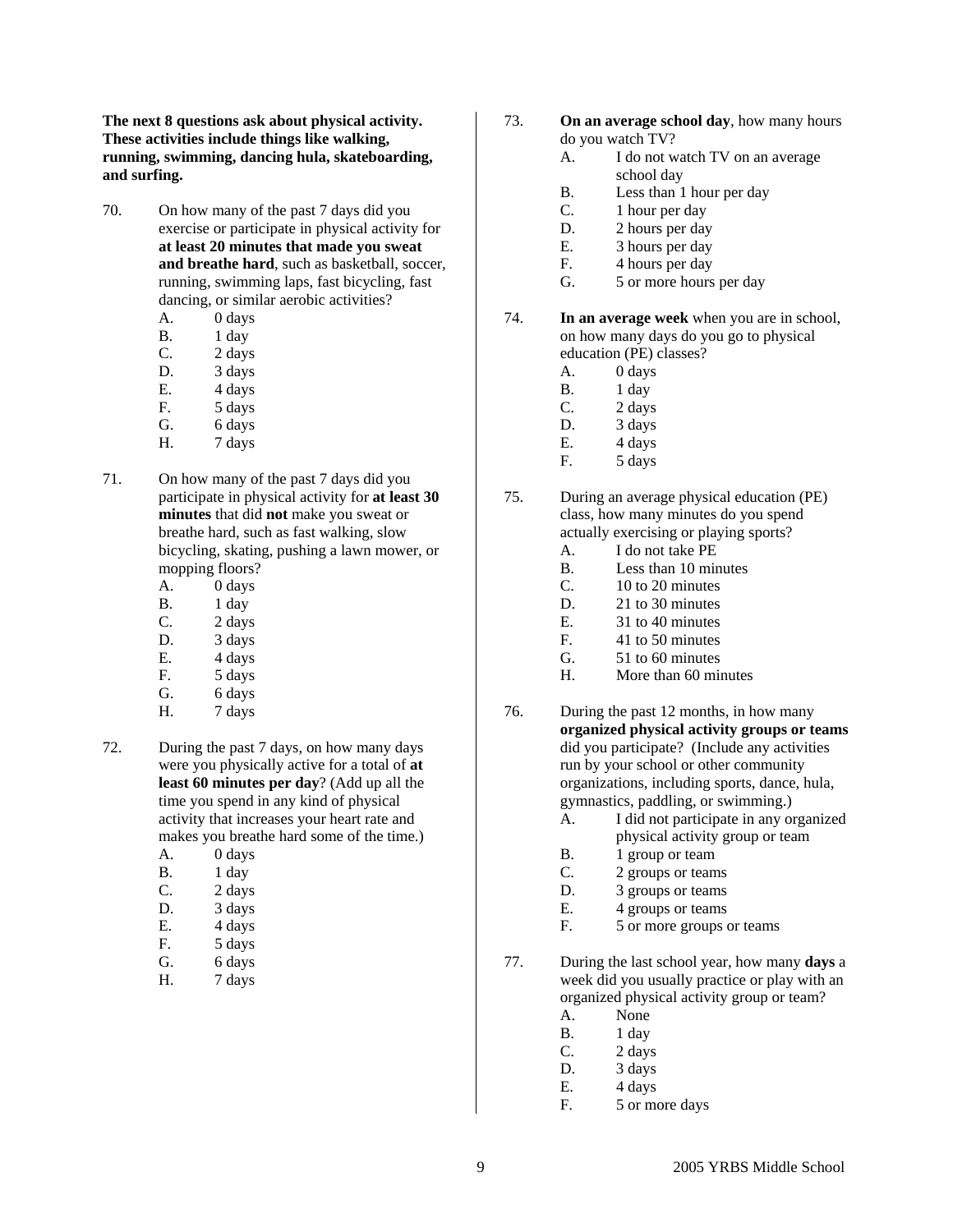**The next 8 questions ask about physical activity. These activities include things like walking, running, swimming, dancing hula, skateboarding, and surfing.**

70. On how many of the past 7 days did you exercise or participate in physical activity for **at least 20 minutes that made you sweat and breathe hard**, such as basketball, soccer, running, swimming laps, fast bicycling, fast dancing, or similar aerobic activities?
    - A. 0 days
    - B. 1 day
    - C. 2 days
    - D. 3 days
    - E. 4 days
    - F. 5 days
    - G. 6 days
    - H. 7 days

71. On how many of the past 7 days did you participate in physical activity for **at least 30 minutes** that did **not** make you sweat or breathe hard, such as fast walking, slow bicycling, skating, pushing a lawn mower, or mopping floors?
    - A. 0 days
    - B. 1 day
    - C. 2 days
    - D. 3 days
    - E. 4 days
    - F. 5 days
    - G. 6 days
    - H. 7 days

72. During the past 7 days, on how many days were you physically active for a total of **at least 60 minutes per day**? (Add up all the time you spend in any kind of physical activity that increases your heart rate and makes you breathe hard some of the time.)
    - A. 0 days
    - B. 1 day
    - C. 2 days
    - D. 3 days
    - E. 4 days
    - F. 5 days
    - G. 6 days
    - H. 7 days

73. **On an average school day**, how many hours do you watch TV?
    - A. I do not watch TV on an average school day
    - B. Less than 1 hour per day
    - C. 1 hour per day
    - D. 2 hours per day
    - E. 3 hours per day
    - F. 4 hours per day
    - G. 5 or more hours per day

74. **In an average week** when you are in school, on how many days do you go to physical education (PE) classes?
    - A. 0 days
    - B. 1 day
    - C. 2 days
    - D. 3 days
    - E. 4 days
    - F. 5 days

75. During an average physical education (PE) class, how many minutes do you spend actually exercising or playing sports?
    - A. I do not take PE
    - B. Less than 10 minutes
    - C. 10 to 20 minutes
    - D. 21 to 30 minutes
    - E. 31 to 40 minutes
    - F. 41 to 50 minutes
    - G. 51 to 60 minutes
    - H. More than 60 minutes

76. During the past 12 months, in how many **organized physical activity groups or teams** did you participate? (Include any activities run by your school or other community organizations, including sports, dance, hula, gymnastics, paddling, or swimming.)
    - A. I did not participate in any organized physical activity group or team
    - B. 1 group or team
    - C. 2 groups or teams
    - D. 3 groups or teams
    - E. 4 groups or teams
    - F. 5 or more groups or teams

77. During the last school year, how many **days** a week did you usually practice or play with an organized physical activity group or team?
    - A. None
    - B. 1 day
    - C. 2 days
    - D. 3 days
    - E. 4 days
    - F. 5 or more days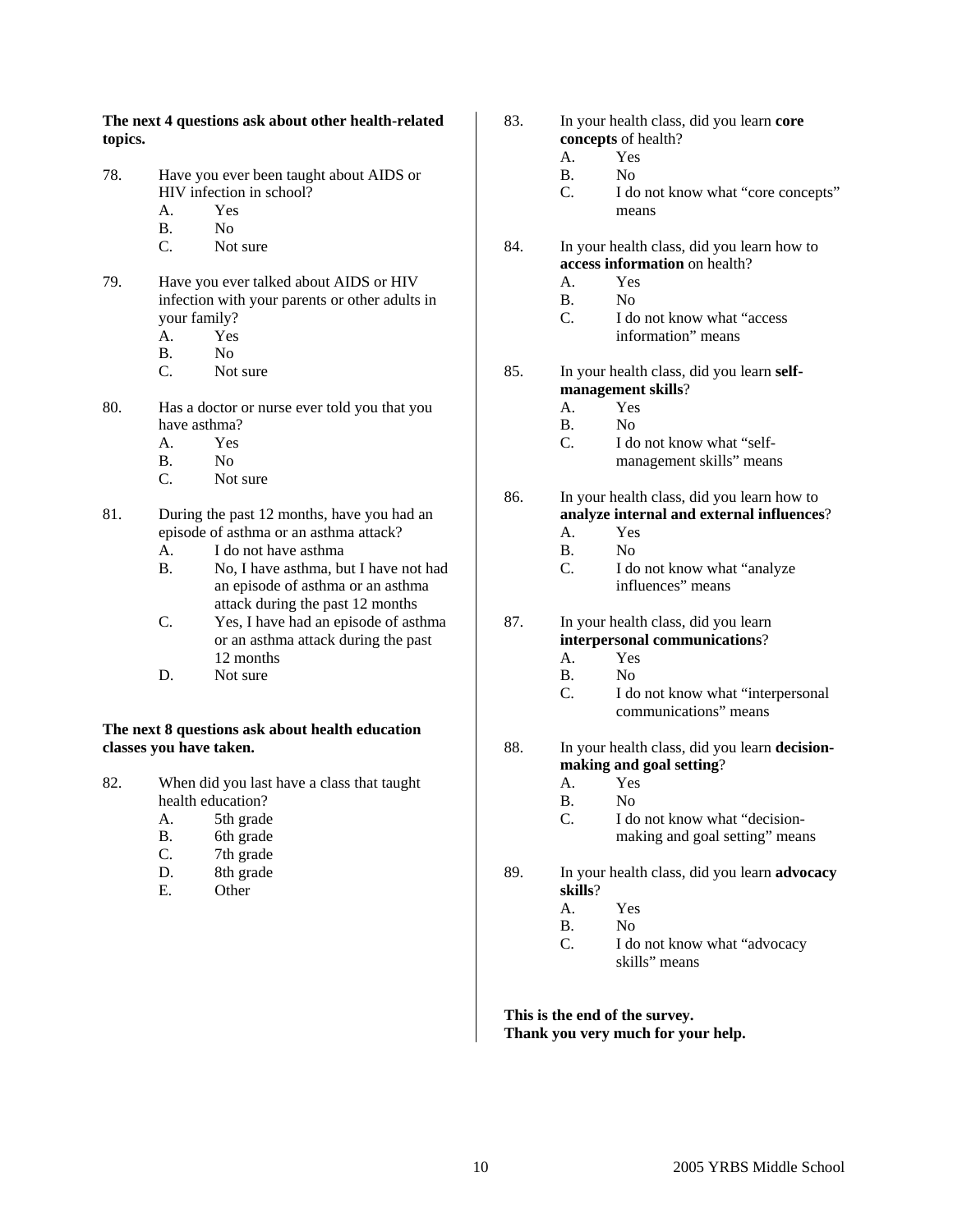**The next 4 questions ask about other health-related topics.**

78. Have you ever been taught about AIDS or HIV infection in school?
    - A. Yes
    - B. No
    - C. Not sure

79. Have you ever talked about AIDS or HIV infection with your parents or other adults in your family?
    - A. Yes
    - B. No
    - C. Not sure

80. Has a doctor or nurse ever told you that you have asthma?
    - A. Yes
    - B. No
    - C. Not sure

81. During the past 12 months, have you had an episode of asthma or an asthma attack?
    - A. I do not have asthma
    - B. No, I have asthma, but I have not had an episode of asthma or an asthma attack during the past 12 months
    - C. Yes, I have had an episode of asthma or an asthma attack during the past 12 months
    - D. Not sure

**The next 8 questions ask about health education classes you have taken.**

82. When did you last have a class that taught health education?
    - A. 5th grade
    - B. 6th grade
    - C. 7th grade
    - D. 8th grade
    - E. Other

83. In your health class, did you learn **core concepts** of health?
    - A. Yes
    - B. No
    - C. I do not know what "core concepts" means

84. In your health class, did you learn how to **access information** on health?
    - A. Yes
    - B. No
    - C. I do not know what "access information" means

85. In your health class, did you learn **self-management skills**?
    - A. Yes
    - B. No
    - C. I do not know what "self-management skills" means

86. In your health class, did you learn how to **analyze internal and external influences**?
    - A. Yes
    - B. No
    - C. I do not know what "analyze influences" means

87. In your health class, did you learn **interpersonal communications**?
    - A. Yes
    - B. No
    - C. I do not know what "interpersonal communications" means

88. In your health class, did you learn **decision-making and goal setting**?
    - A. Yes
    - B. No
    - C. I do not know what "decision-making and goal setting" means

89. In your health class, did you learn **advocacy skills**?
    - A. Yes
    - B. No
    - C. I do not know what "advocacy skills" means

**This is the end of the survey.**
**Thank you very much for your help.**